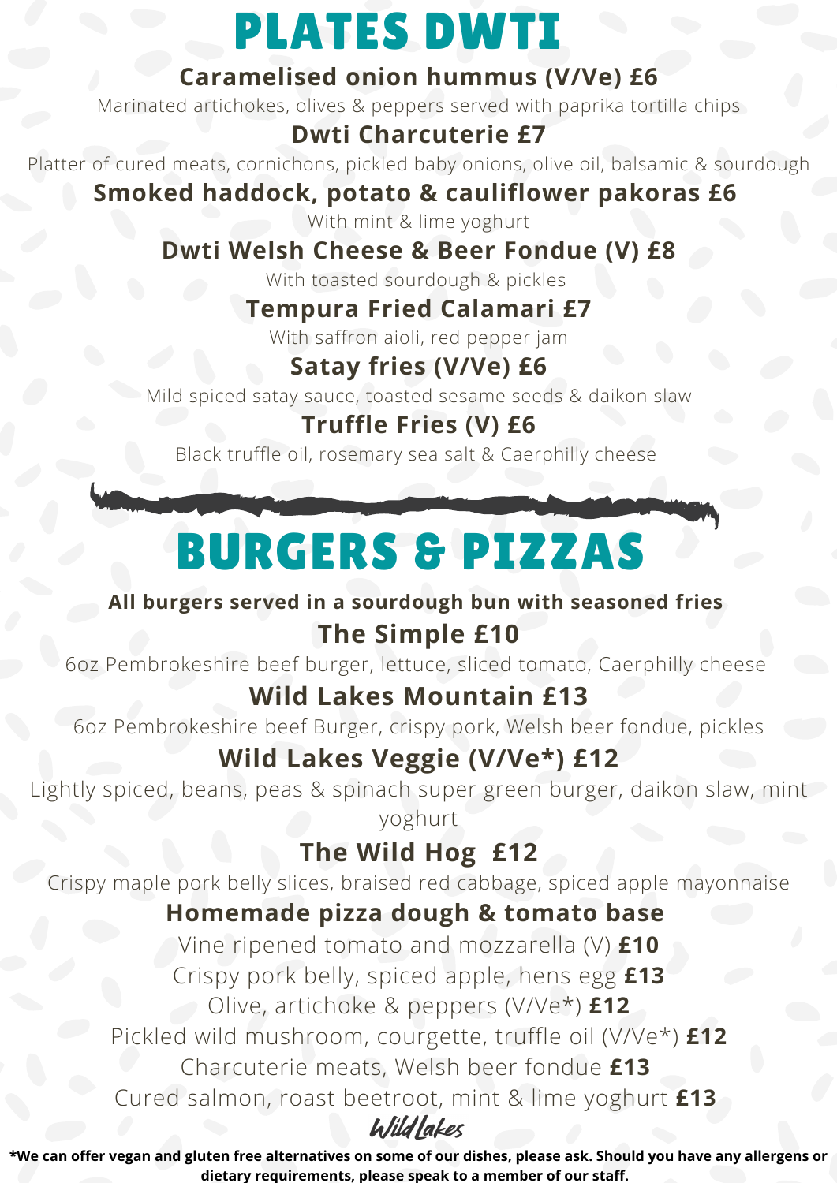# PLATES DWTI

**Caramelised onion hummus (V/Ve) £6**

Marinated artichokes, olives & peppers served with paprika tortilla chips

**Dwti Charcuterie £7**

Platter of cured meats, cornichons, pickled baby onions, olive oil, balsamic & sourdough

**Smoked haddock, potato & cauliflower pakoras £6**

With mint & lime yoghurt

**Dwti Welsh Cheese & Beer Fondue (V) £8**

With toasted sourdough & pickles

**Tempura Fried Calamari £7**

With saffron aioli, red pepper jam

**Satay fries (V/Ve) £6**

Mild spiced satay sauce, toasted sesame seeds & daikon slaw

**Truffle Fries (V) £6**

Black truffle oil, rosemary sea salt & Caerphilly cheese

# BURGERS & PIZZAS

**All burgers served in a sourdough bun with seasoned fries**

**The Simple £10**

6oz Pembrokeshire beef burger, lettuce, sliced tomato, Caerphilly cheese

**Wild Lakes Mountain £13**

6oz Pembrokeshire beef Burger, crispy pork, Welsh beer fondue, pickles

**Wild Lakes Veggie (V/Ve*) £12**

Lightly spiced, beans, peas & spinach super green burger, daikon slaw, mint yoghurt

**The Wild Hog £12**

Crispy maple pork belly slices, braised red cabbage, spiced apple mayonnaise

**Homemade pizza dough & tomato base**

Vine ripened tomato and mozzarella (V) **£10**

Crispy pork belly, spiced apple, hens egg **£13**

Olive, artichoke & peppers (V/Ve*) **£12**

Pickled wild mushroom, courgette, truffle oil (V/Ve*) **£12**

Charcuterie meats, Welsh beer fondue **£13**

Cured salmon, roast beetroot, mint & lime yoghurt **£13**

*Wild Lakes*

**\*We can offer vegan and gluten free alternatives on some of our dishes, please ask. Should you have any allergens or dietary requirements, please speak to a member of our staff.**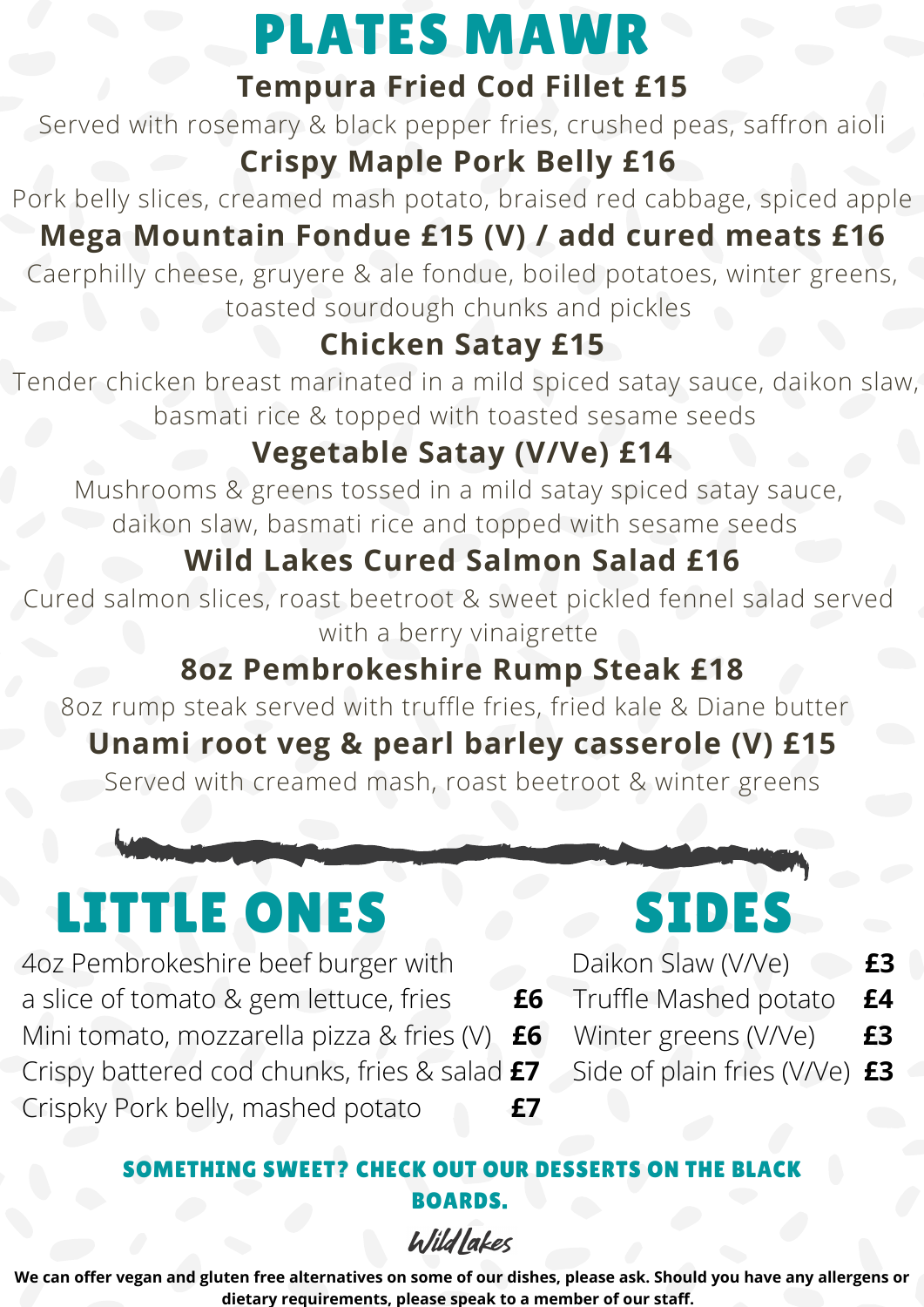# PLATES MAWR

### Tempura Fried Cod Fillet £15

Served with rosemary & black pepper fries, crushed peas, saffron aioli

### Crispy Maple Pork Belly £16

Pork belly slices, creamed mash potato, braised red cabbage, spiced apple

### Mega Mountain Fondue £15 (V) / add cured meats £16

Caerphilly cheese, gruyere & ale fondue, boiled potatoes, winter greens, toasted sourdough chunks and pickles

### Chicken Satay £15

Tender chicken breast marinated in a mild spiced satay sauce, daikon slaw, basmati rice & topped with toasted sesame seeds

### Vegetable Satay (V/Ve) £14

Mushrooms & greens tossed in a mild satay spiced satay sauce, daikon slaw, basmati rice and topped with sesame seeds

### Wild Lakes Cured Salmon Salad £16

Cured salmon slices, roast beetroot & sweet pickled fennel salad served with a berry vinaigrette

### 8oz Pembrokeshire Rump Steak £18

8oz rump steak served with truffle fries, fried kale & Diane butter

### Unami root veg & pearl barley casserole (V) £15

Served with creamed mash, roast beetroot & winter greens

## LITTLE ONES

| | |
|---|---|
| 4oz Pembrokeshire beef burger with a slice of tomato & gem lettuce, fries | **£6** |
| Mini tomato, mozzarella pizza & fries (V) | **£6** |
| Crispy battered cod chunks, fries & salad | **£7** |
| Crispky Pork belly, mashed potato | **£7** |

## SIDES

| | |
|---|---|
| Daikon Slaw (V/Ve) | **£3** |
| Truffle Mashed potato | **£4** |
| Winter greens (V/Ve) | **£3** |
| Side of plain fries (V/Ve) | **£3** |

**SOMETHING SWEET? CHECK OUT OUR DESSERTS ON THE BLACK BOARDS.**

Wild Lakes

**We can offer vegan and gluten free alternatives on some of our dishes, please ask. Should you have any allergens or dietary requirements, please speak to a member of our staff.**